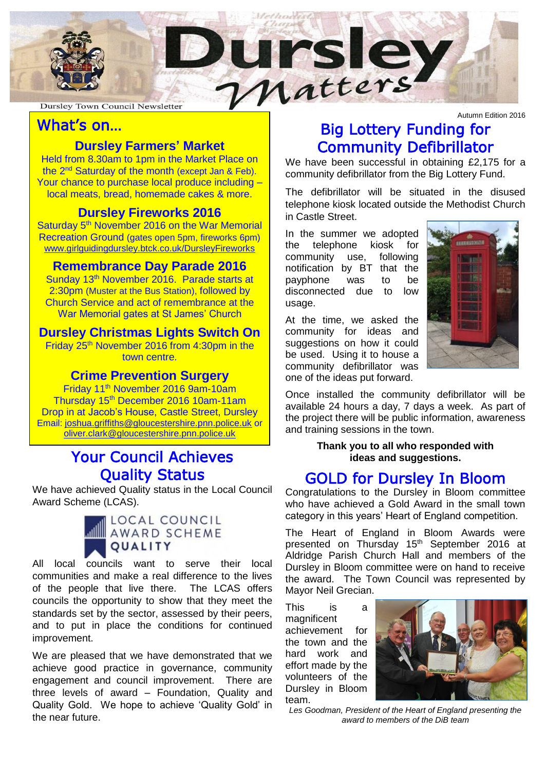# Dursley Matters

Dursley Town Council Newsletter

Autumn Edition 2016

## What's on…

### Dursley Farmers' Market

Held from 8.30am to 1pm in the Market Place on the 2nd Saturday of the month (except Jan & Feb). Your chance to purchase local produce including – local meats, bread, homemade cakes & more.

### Dursley Fireworks 2016

Saturday 5th November 2016 on the War Memorial Recreation Ground (gates open 5pm, fireworks 6pm)
www.girlguidingdursley.btck.co.uk/DursleyFireworks

### Remembrance Day Parade 2016

Sunday 13th November 2016. Parade starts at 2:30pm (Muster at the Bus Station), followed by Church Service and act of remembrance at the War Memorial gates at St James' Church

### Dursley Christmas Lights Switch On

Friday 25th November 2016 from 4:30pm in the town centre.

### Crime Prevention Surgery

Friday 11th November 2016 9am-10am
Thursday 15th December 2016 10am-11am
Drop in at Jacob's House, Castle Street, Dursley
Email: joshua.griffiths@gloucestershire.pnn.police.uk or oliver.clark@gloucestershire.pnn.police.uk

## Your Council Achieves Quality Status

We have achieved Quality status in the Local Council Award Scheme (LCAS).

LOCAL COUNCIL AWARD SCHEME QUALITY

All local councils want to serve their local communities and make a real difference to the lives of the people that live there. The LCAS offers councils the opportunity to show that they meet the standards set by the sector, assessed by their peers, and to put in place the conditions for continued improvement.

We are pleased that we have demonstrated that we achieve good practice in governance, community engagement and council improvement. There are three levels of award – Foundation, Quality and Quality Gold. We hope to achieve 'Quality Gold' in the near future.

## Big Lottery Funding for Community Defibrillator

We have been successful in obtaining £2,175 for a community defibrillator from the Big Lottery Fund.

The defibrillator will be situated in the disused telephone kiosk located outside the Methodist Church in Castle Street.

In the summer we adopted the telephone kiosk for community use, following notification by BT that the payphone was to be disconnected due to low usage.

At the time, we asked the community for ideas and suggestions on how it could be used. Using it to house a community defibrillator was one of the ideas put forward.

Once installed the community defibrillator will be available 24 hours a day, 7 days a week. As part of the project there will be public information, awareness and training sessions in the town.

**Thank you to all who responded with ideas and suggestions.**

## GOLD for Dursley In Bloom

Congratulations to the Dursley in Bloom committee who have achieved a Gold Award in the small town category in this years' Heart of England competition.

The Heart of England in Bloom Awards were presented on Thursday 15th September 2016 at Aldridge Parish Church Hall and members of the Dursley in Bloom committee were on hand to receive the award. The Town Council was represented by Mayor Neil Grecian.

This is a magnificent achievement for the town and the hard work and effort made by the volunteers of the Dursley in Bloom team.

*Les Goodman, President of the Heart of England presenting the award to members of the DiB team*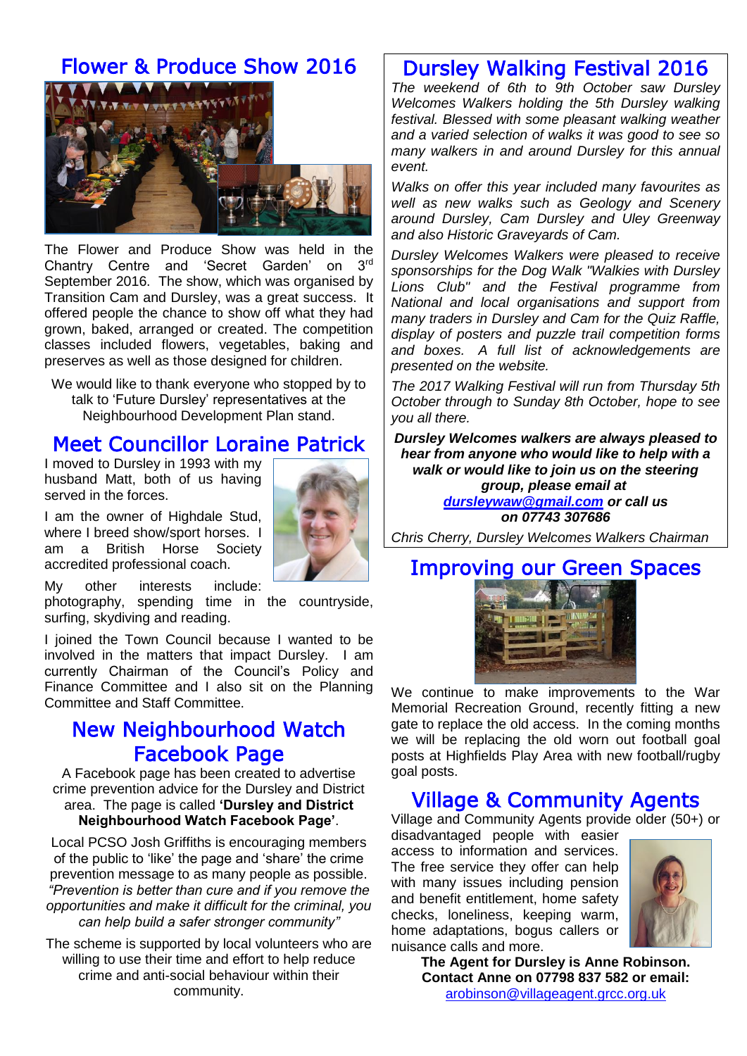## Flower & Produce Show 2016

The Flower and Produce Show was held in the Chantry Centre and 'Secret Garden' on 3rd September 2016. The show, which was organised by Transition Cam and Dursley, was a great success. It offered people the chance to show off what they had grown, baked, arranged or created. The competition classes included flowers, vegetables, baking and preserves as well as those designed for children.

We would like to thank everyone who stopped by to talk to 'Future Dursley' representatives at the Neighbourhood Development Plan stand.

## Meet Councillor Loraine Patrick

I moved to Dursley in 1993 with my husband Matt, both of us having served in the forces.

I am the owner of Highdale Stud, where I breed show/sport horses. I am a British Horse Society accredited professional coach.

My other interests include: photography, spending time in the countryside, surfing, skydiving and reading.

I joined the Town Council because I wanted to be involved in the matters that impact Dursley. I am currently Chairman of the Council's Policy and Finance Committee and I also sit on the Planning Committee and Staff Committee.

## New Neighbourhood Watch Facebook Page

A Facebook page has been created to advertise crime prevention advice for the Dursley and District area. The page is called **'Dursley and District Neighbourhood Watch Facebook Page'**.

Local PCSO Josh Griffiths is encouraging members of the public to 'like' the page and 'share' the crime prevention message to as many people as possible. *"Prevention is better than cure and if you remove the opportunities and make it difficult for the criminal, you can help build a safer stronger community"*

The scheme is supported by local volunteers who are willing to use their time and effort to help reduce crime and anti-social behaviour within their community.

## Dursley Walking Festival 2016

*The weekend of 6th to 9th October saw Dursley Welcomes Walkers holding the 5th Dursley walking festival. Blessed with some pleasant walking weather and a varied selection of walks it was good to see so many walkers in and around Dursley for this annual event.*

*Walks on offer this year included many favourites as well as new walks such as Geology and Scenery around Dursley, Cam Dursley and Uley Greenway and also Historic Graveyards of Cam.*

*Dursley Welcomes Walkers were pleased to receive sponsorships for the Dog Walk "Walkies with Dursley Lions Club" and the Festival programme from National and local organisations and support from many traders in Dursley and Cam for the Quiz Raffle, display of posters and puzzle trail competition forms and boxes. A full list of acknowledgements are presented on the website.*

*The 2017 Walking Festival will run from Thursday 5th October through to Sunday 8th October, hope to see you all there.*

***Dursley Welcomes walkers are always pleased to hear from anyone who would like to help with a walk or would like to join us on the steering group, please email at dursleywaw@gmail.com or call us on 07743 307686***

*Chris Cherry, Dursley Welcomes Walkers Chairman*

## Improving our Green Spaces

We continue to make improvements to the War Memorial Recreation Ground, recently fitting a new gate to replace the old access. In the coming months we will be replacing the old worn out football goal posts at Highfields Play Area with new football/rugby goal posts.

## Village & Community Agents

Village and Community Agents provide older (50+) or disadvantaged people with easier access to information and services. The free service they offer can help with many issues including pension and benefit entitlement, home safety checks, loneliness, keeping warm, home adaptations, bogus callers or nuisance calls and more.

**The Agent for Dursley is Anne Robinson. Contact Anne on 07798 837 582 or email:** arobinson@villageagent.grcc.org.uk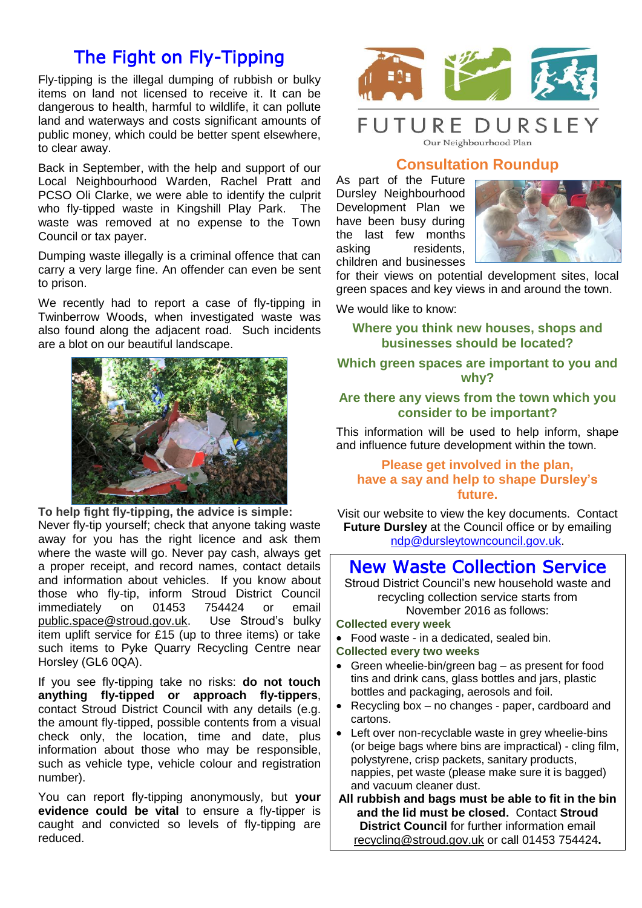# The Fight on Fly-Tipping

Fly-tipping is the illegal dumping of rubbish or bulky items on land not licensed to receive it. It can be dangerous to health, harmful to wildlife, it can pollute land and waterways and costs significant amounts of public money, which could be better spent elsewhere, to clear away.

Back in September, with the help and support of our Local Neighbourhood Warden, Rachel Pratt and PCSO Oli Clarke, we were able to identify the culprit who fly-tipped waste in Kingshill Play Park. The waste was removed at no expense to the Town Council or tax payer.

Dumping waste illegally is a criminal offence that can carry a very large fine. An offender can even be sent to prison.

We recently had to report a case of fly-tipping in Twinberrow Woods, when investigated waste was also found along the adjacent road. Such incidents are a blot on our beautiful landscape.

**To help fight fly-tipping, the advice is simple:** Never fly-tip yourself; check that anyone taking waste away for you has the right licence and ask them where the waste will go. Never pay cash, always get a proper receipt, and record names, contact details and information about vehicles. If you know about those who fly-tip, inform Stroud District Council immediately on 01453 754424 or email public.space@stroud.gov.uk. Use Stroud's bulky item uplift service for £15 (up to three items) or take such items to Pyke Quarry Recycling Centre near Horsley (GL6 0QA).

If you see fly-tipping take no risks: **do not touch anything fly-tipped or approach fly-tippers**, contact Stroud District Council with any details (e.g. the amount fly-tipped, possible contents from a visual check only, the location, time and date, plus information about those who may be responsible, such as vehicle type, vehicle colour and registration number).

You can report fly-tipping anonymously, but **your evidence could be vital** to ensure a fly-tipper is caught and convicted so levels of fly-tipping are reduced.

FUTURE DURSLEY

Our Neighbourhood Plan

## Consultation Roundup

As part of the Future Dursley Neighbourhood Development Plan we have been busy during the last few months asking residents, children and businesses for their views on potential development sites, local green spaces and key views in and around the town.

We would like to know:

**Where you think new houses, shops and businesses should be located?**

**Which green spaces are important to you and why?**

**Are there any views from the town which you consider to be important?**

This information will be used to help inform, shape and influence future development within the town.

**Please get involved in the plan, have a say and help to shape Dursley's future.**

Visit our website to view the key documents. Contact **Future Dursley** at the Council office or by emailing ndp@dursleytowncouncil.gov.uk.

# New Waste Collection Service

Stroud District Council's new household waste and recycling collection service starts from November 2016 as follows:

**Collected every week**

- Food waste - in a dedicated, sealed bin.

**Collected every two weeks**

- Green wheelie-bin/green bag – as present for food tins and drink cans, glass bottles and jars, plastic bottles and packaging, aerosols and foil.
- Recycling box – no changes - paper, cardboard and cartons.
- Left over non-recyclable waste in grey wheelie-bins (or beige bags where bins are impractical) - cling film, polystyrene, crisp packets, sanitary products, nappies, pet waste (please make sure it is bagged) and vacuum cleaner dust.

**All rubbish and bags must be able to fit in the bin and the lid must be closed.** Contact **Stroud District Council** for further information email recycling@stroud.gov.uk or call 01453 754424**.**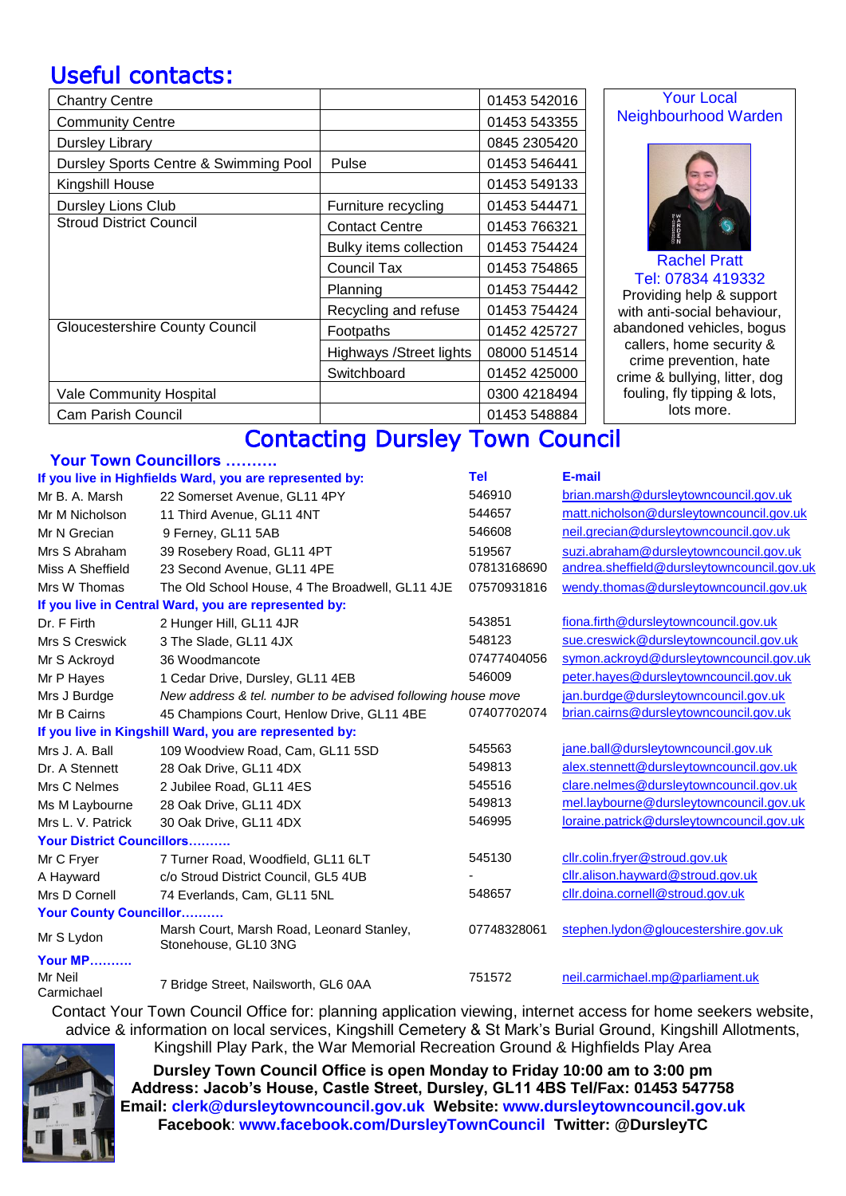# Useful contacts:

| | | |
|---|---|---|
| Chantry Centre | | 01453 542016 |
| Community Centre | | 01453 543355 |
| Dursley Library | | 0845 2305420 |
| Dursley Sports Centre & Swimming Pool | Pulse | 01453 546441 |
| Kingshill House | | 01453 549133 |
| Dursley Lions Club | Furniture recycling | 01453 544471 |
| Stroud District Council | Contact Centre | 01453 766321 |
| | Bulky items collection | 01453 754424 |
| | Council Tax | 01453 754865 |
| | Planning | 01453 754442 |
| | Recycling and refuse | 01453 754424 |
| Gloucestershire County Council | Footpaths | 01452 425727 |
| | Highways /Street lights | 08000 514514 |
| | Switchboard | 01452 425000 |
| Vale Community Hospital | | 0300 4218494 |
| Cam Parish Council | | 01453 548884 |

**Your Local Neighbourhood Warden**

Rachel Pratt
Tel: 07834 419332
Providing help & support with anti-social behaviour, abandoned vehicles, bogus callers, home security & crime prevention, hate crime & bullying, litter, dog fouling, fly tipping & lots, lots more.

## Contacting Dursley Town Council

### Your Town Councillors ……….

| | | Tel | E-mail |
|---|---|---|---|
| **If you live in Highfields Ward, you are represented by:** | | | |
| Mr B. A. Marsh | 22 Somerset Avenue, GL11 4PY | 546910 | brian.marsh@dursleytowncouncil.gov.uk |
| Mr M Nicholson | 11 Third Avenue, GL11 4NT | 544657 | matt.nicholson@dursleytowncouncil.gov.uk |
| Mr N Grecian | 9 Ferney, GL11 5AB | 546608 | neil.grecian@dursleytowncouncil.gov.uk |
| Mrs S Abraham | 39 Rosebery Road, GL11 4PT | 519567 | suzi.abraham@dursleytowncouncil.gov.uk |
| Miss A Sheffield | 23 Second Avenue, GL11 4PE | 07813168690 | andrea.sheffield@dursleytowncouncil.gov.uk |
| Mrs W Thomas | The Old School House, 4 The Broadwell, GL11 4JE | 07570931816 | wendy.thomas@dursleytowncouncil.gov.uk |
| **If you live in Central Ward, you are represented by:** | | | |
| Dr. F Firth | 2 Hunger Hill, GL11 4JR | 543851 | fiona.firth@dursleytowncouncil.gov.uk |
| Mrs S Creswick | 3 The Slade, GL11 4JX | 548123 | sue.creswick@dursleytowncouncil.gov.uk |
| Mr S Ackroyd | 36 Woodmancote | 07477404056 | symon.ackroyd@dursleytowncouncil.gov.uk |
| Mr P Hayes | 1 Cedar Drive, Dursley, GL11 4EB | 546009 | peter.hayes@dursleytowncouncil.gov.uk |
| Mrs J Burdge | *New address & tel. number to be advised following house move* | | jan.burdge@dursleytowncouncil.gov.uk |
| Mr B Cairns | 45 Champions Court, Henlow Drive, GL11 4BE | 07407702074 | brian.cairns@dursleytowncouncil.gov.uk |
| **If you live in Kingshill Ward, you are represented by:** | | | |
| Mrs J. A. Ball | 109 Woodview Road, Cam, GL11 5SD | 545563 | jane.ball@dursleytowncouncil.gov.uk |
| Dr. A Stennett | 28 Oak Drive, GL11 4DX | 549813 | alex.stennett@dursleytowncouncil.gov.uk |
| Mrs C Nelmes | 2 Jubilee Road, GL11 4ES | 545516 | clare.nelmes@dursleytowncouncil.gov.uk |
| Ms M Laybourne | 28 Oak Drive, GL11 4DX | 549813 | mel.laybourne@dursleytowncouncil.gov.uk |
| Mrs L. V. Patrick | 30 Oak Drive, GL11 4DX | 546995 | loraine.patrick@dursleytowncouncil.gov.uk |
| **Your District Councillors……….** | | | |
| Mr C Fryer | 7 Turner Road, Woodfield, GL11 6LT | 545130 | cllr.colin.fryer@stroud.gov.uk |
| A Hayward | c/o Stroud District Council, GL5 4UB | - | cllr.alison.hayward@stroud.gov.uk |
| Mrs D Cornell | 74 Everlands, Cam, GL11 5NL | 548657 | cllr.doina.cornell@stroud.gov.uk |
| **Your County Councillor……….** | | | |
| Mr S Lydon | Marsh Court, Marsh Road, Leonard Stanley, Stonehouse, GL10 3NG | 07748328061 | stephen.lydon@gloucestershire.gov.uk |
| **Your MP……….** | | | |
| Mr Neil Carmichael | 7 Bridge Street, Nailsworth, GL6 0AA | 751572 | neil.carmichael.mp@parliament.uk |

Contact Your Town Council Office for: planning application viewing, internet access for home seekers website, advice & information on local services, Kingshill Cemetery & St Mark's Burial Ground, Kingshill Allotments, Kingshill Play Park, the War Memorial Recreation Ground & Highfields Play Area

**Dursley Town Council Office is open Monday to Friday 10:00 am to 3:00 pm**
**Address: Jacob's House, Castle Street, Dursley, GL11 4BS Tel/Fax: 01453 547758**
**Email: clerk@dursleytowncouncil.gov.uk Website: www.dursleytowncouncil.gov.uk**
**Facebook: www.facebook.com/DursleyTownCouncil Twitter: @DursleyTC**